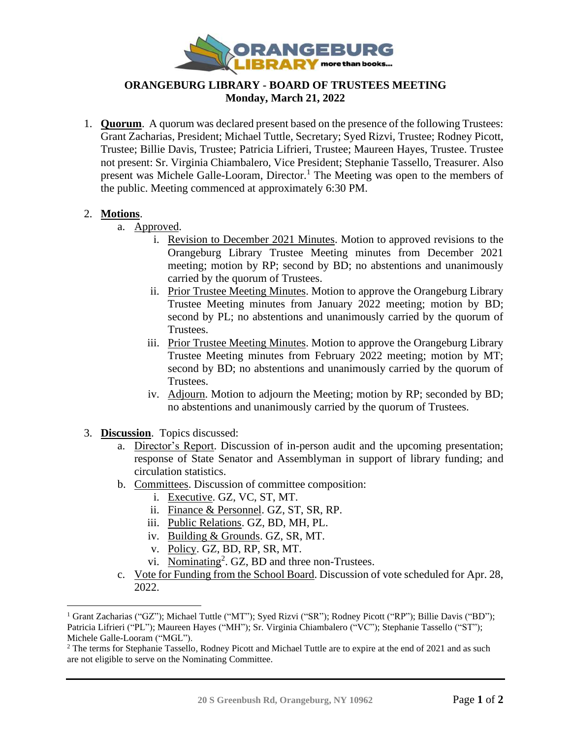# ORANGEBURG LIBRARY - BOARD OF TRUSTEES MEETING
## Monday, March 21, 2022

1. **Quorum**. A quorum was declared present based on the presence of the following Trustees: Grant Zacharias, President; Michael Tuttle, Secretary; Syed Rizvi, Trustee; Rodney Picott, Trustee; Billie Davis, Trustee; Patricia Lifrieri, Trustee; Maureen Hayes, Trustee. Trustee not present: Sr. Virginia Chiambalero, Vice President; Stephanie Tassello, Treasurer. Also present was Michele Galle-Looram, Director.[1] The Meeting was open to the members of the public. Meeting commenced at approximately 6:30 PM.

2. **Motions**.
   a. Approved.
      i. Revision to December 2021 Minutes. Motion to approved revisions to the Orangeburg Library Trustee Meeting minutes from December 2021 meeting; motion by RP; second by BD; no abstentions and unanimously carried by the quorum of Trustees.
      ii. Prior Trustee Meeting Minutes. Motion to approve the Orangeburg Library Trustee Meeting minutes from January 2022 meeting; motion by BD; second by PL; no abstentions and unanimously carried by the quorum of Trustees.
      iii. Prior Trustee Meeting Minutes. Motion to approve the Orangeburg Library Trustee Meeting minutes from February 2022 meeting; motion by MT; second by BD; no abstentions and unanimously carried by the quorum of Trustees.
      iv. Adjourn. Motion to adjourn the Meeting; motion by RP; seconded by BD; no abstentions and unanimously carried by the quorum of Trustees.

3. **Discussion**. Topics discussed:
   a. Director's Report. Discussion of in-person audit and the upcoming presentation; response of State Senator and Assemblyman in support of library funding; and circulation statistics.
   b. Committees. Discussion of committee composition:
      i. Executive. GZ, VC, ST, MT.
      ii. Finance & Personnel. GZ, ST, SR, RP.
      iii. Public Relations. GZ, BD, MH, PL.
      iv. Building & Grounds. GZ, SR, MT.
      v. Policy. GZ, BD, RP, SR, MT.
      vi. Nominating[2]. GZ, BD and three non-Trustees.
   c. Vote for Funding from the School Board. Discussion of vote scheduled for Apr. 28, 2022.

---

[1] Grant Zacharias ("GZ"); Michael Tuttle ("MT"); Syed Rizvi ("SR"); Rodney Picott ("RP"); Billie Davis ("BD"); Patricia Lifrieri ("PL"); Maureen Hayes ("MH"); Sr. Virginia Chiambalero ("VC"); Stephanie Tassello ("ST"); Michele Galle-Looram ("MGL").

[2] The terms for Stephanie Tassello, Rodney Picott and Michael Tuttle are to expire at the end of 2021 and as such are not eligible to serve on the Nominating Committee.

20 S Greenbush Rd, Orangeburg, NY 10962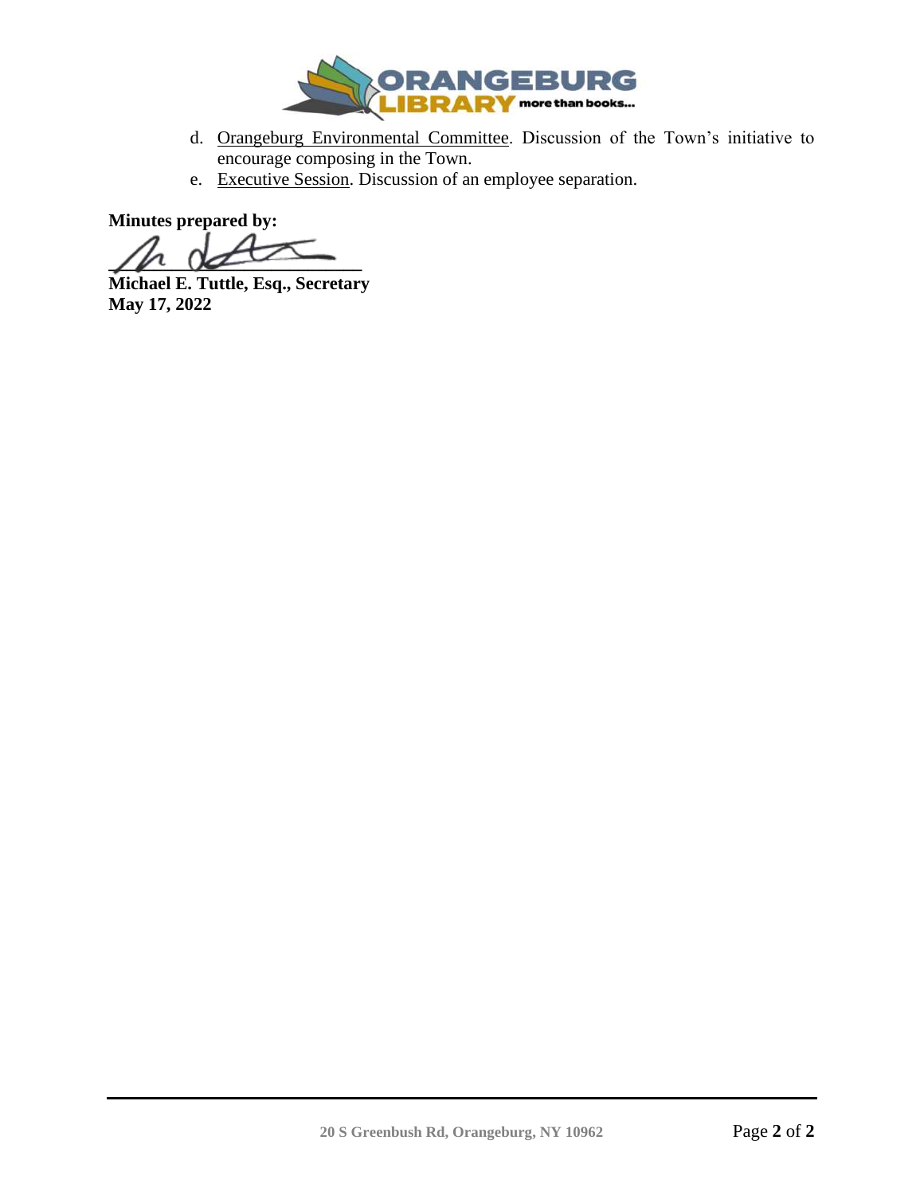d. Orangeburg Environmental Committee. Discussion of the Town's initiative to encourage composing in the Town.
e. Executive Session. Discussion of an employee separation.

**Minutes prepared by:**

\_\_\_\_\_\_\_\_\_\_\_\_\_\_\_\_\_\_\_\_\_\_\_\_\_\_\_\_\_\_

**Michael E. Tuttle, Esq., Secretary**
**May 17, 2022**